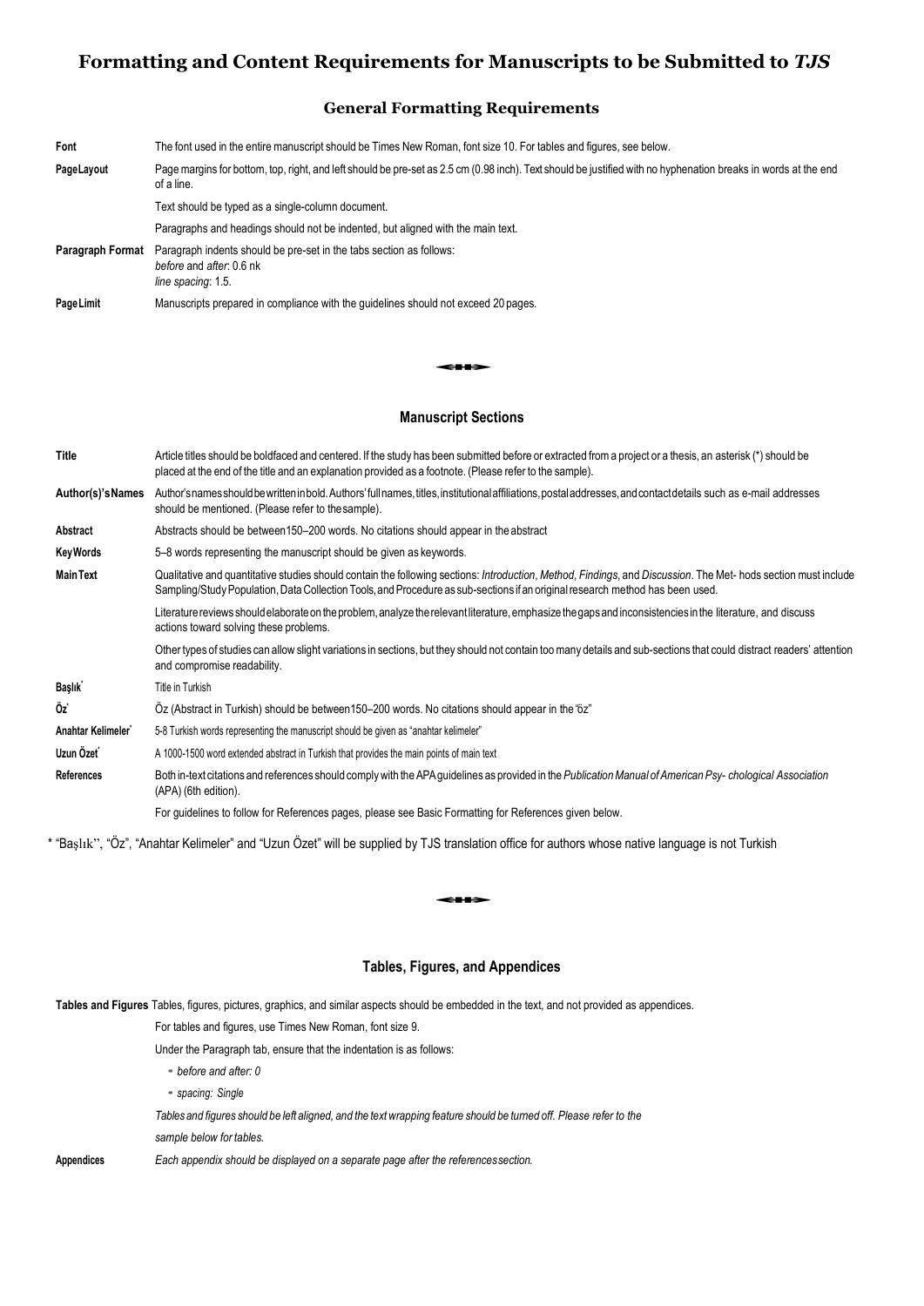# Formatting and Content Requirements for Manuscripts to be Submitted to *TJS*

## General Formatting Requirements

| | |
|---|---|
| **Font** | The font used in the entire manuscript should be Times New Roman, font size 10. For tables and figures, see below. |
| **PageLayout** | Page margins for bottom, top, right, and left should be pre-set as 2.5 cm (0.98 inch). Text should be justified with no hyphenation breaks in words at the end of a line. |
| | Text should be typed as a single-column document. |
| | Paragraphs and headings should not be indented, but aligned with the main text. |
| **Paragraph Format** | Paragraph indents should be pre-set in the tabs section as follows: *before* and *after*: 0.6 nk *line spacing*: 1.5. |
| **PageLimit** | Manuscripts prepared in compliance with the guidelines should not exceed 20 pages. |

## Manuscript Sections

| | |
|---|---|
| **Title** | Article titles should be boldfaced and centered. If the study has been submitted before or extracted from a project or a thesis, an asterisk (*) should be placed at the end of the title and an explanation provided as a footnote. (Please refer to the sample). |
| **Author(s)'sNames** | Author's names should be written in bold. Authors' full names, titles, institutional affiliations, postal addresses, and contact details such as e-mail addresses should be mentioned. (Please refer to the sample). |
| **Abstract** | Abstracts should be between150–200 words. No citations should appear in the abstract |
| **KeyWords** | 5–8 words representing the manuscript should be given as keywords. |
| **MainText** | Qualitative and quantitative studies should contain the following sections: *Introduction*, *Method*, *Findings*, and *Discussion*. The Met- hods section must include Sampling/Study Population, Data Collection Tools, and Procedure as sub-sections if an original research method has been used. |
| | Literature reviews should elaborate on the problem, analyze the relevant literature, emphasize the gaps and inconsistencies in the literature, and discuss actions toward solving these problems. |
| | Other types of studies can allow slight variations in sections, but they should not contain too many details and sub-sections that could distract readers' attention and compromise readability. |
| **Başlık*** | Title in Turkish |
| **Öz*** | Öz (Abstract in Turkish) should be between150–200 words. No citations should appear in the "öz" |
| **Anahtar Kelimeler*** | 5-8 Turkish words representing the manuscript should be given as "anahtar kelimeler" |
| **Uzun Özet*** | A 1000-1500 word extended abstract in Turkish that provides the main points of main text |
| **References** | Both in-text citations and references should comply with the APA guidelines as provided in the *Publication Manual of American Psy- chological Association* (APA) (6th edition). |
| | For guidelines to follow for References pages, please see Basic Formatting for References given below. |

\* "Başlık", "Öz", "Anahtar Kelimeler" and "Uzun Özet" will be supplied by TJS translation office for authors whose native language is not Turkish

## Tables, Figures, and Appendices

| | |
|---|---|
| **Tables and Figures** | Tables, figures, pictures, graphics, and similar aspects should be embedded in the text, and not provided as appendices. |
| | For tables and figures, use Times New Roman, font size 9. |
| | Under the Paragraph tab, ensure that the indentation is as follows: |
| | • *before and after: 0* |
| | • *spacing: Single* |
| | *Tables and figures should be left aligned, and the text wrapping feature should be turned off. Please refer to the sample below for tables.* |
| **Appendices** | *Each appendix should be displayed on a separate page after the references section.* |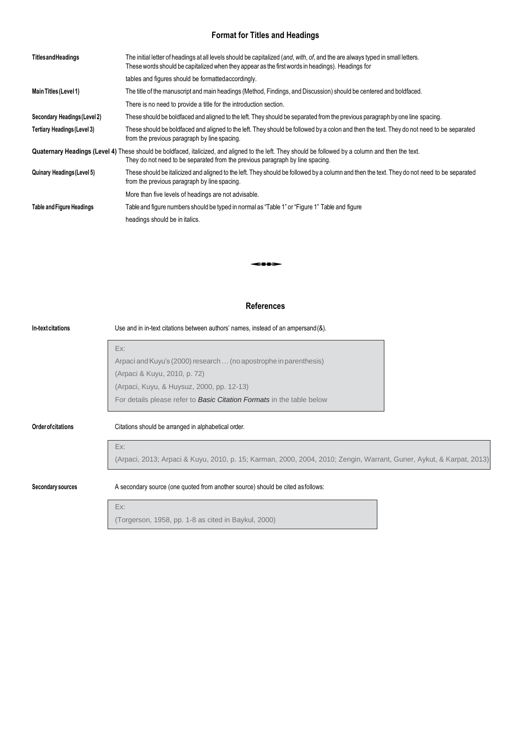## Format for Titles and Headings

| | |
|---|---|
| **Titles and Headings** | The initial letter of headings at all levels should be capitalized (*and*, *with*, *of*, and the are always typed in small letters. These words should be capitalized when they appear as the first words in headings). Headings for tables and figures should be formatted accordingly. |
| **Main Titles (Level 1)** | The title of the manuscript and main headings (Method, Findings, and Discussion) should be centered and boldfaced. There is no need to provide a title for the introduction section. |
| **Secondary Headings (Level 2)** | These should be boldfaced and aligned to the left. They should be separated from the previous paragraph by one line spacing. |
| **Tertiary Headings (Level 3)** | These should be boldfaced and aligned to the left. They should be followed by a colon and then the text. They do not need to be separated from the previous paragraph by line spacing. |
| **Quaternary Headings (Level 4)** | These should be boldfaced, italicized, and aligned to the left. They should be followed by a column and then the text. They do not need to be separated from the previous paragraph by line spacing. |
| **Quinary Headings (Level 5)** | These should be italicized and aligned to the left. They should be followed by a column and then the text. They do not need to be separated from the previous paragraph by line spacing. More than five levels of headings are not advisable. |
| **Table and Figure Headings** | Table and figure numbers should be typed in normal as "Table 1" or "Figure 1" Table and figure headings should be in italics. |

## References

**In-text citations**

Use and in in-text citations between authors' names, instead of an ampersand (&).

Ex:
Arpaci and Kuyu's (2000) research … (no apostrophe in parenthesis)
(Arpaci & Kuyu, 2010, p. 72)
(Arpaci, Kuyu, & Huysuz, 2000, pp. 12-13)
For details please refer to ***Basic Citation Formats*** in the table below

**Order of citations**

Citations should be arranged in alphabetical order.

Ex:
(Arpaci, 2013; Arpaci & Kuyu, 2010, p. 15; Karman, 2000, 2004, 2010; Zengin, Warrant, Guner, Aykut, & Karpat, 2013)

**Secondary sources**

A secondary source (one quoted from another source) should be cited as follows:

Ex:
(Torgerson, 1958, pp. 1-8 as cited in Baykul, 2000)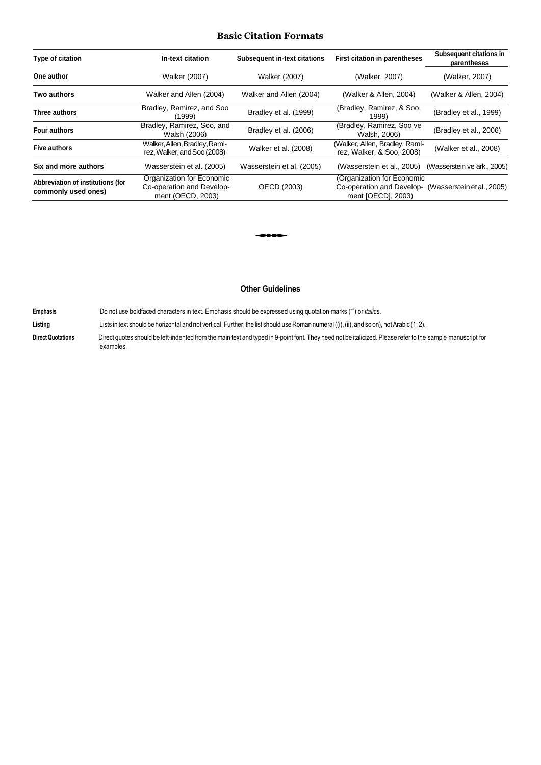## Basic Citation Formats

| Type of citation | In-text citation | Subsequent in-text citations | First citation in parentheses | Subsequent citations in parentheses |
|---|---|---|---|---|
| **One author** | Walker (2007) | Walker (2007) | (Walker, 2007) | (Walker, 2007) |
| **Two authors** | Walker and Allen (2004) | Walker and Allen (2004) | (Walker & Allen, 2004) | (Walker & Allen, 2004) |
| **Three authors** | Bradley, Ramirez, and Soo (1999) | Bradley et al. (1999) | (Bradley, Ramirez, & Soo, 1999) | (Bradley et al., 1999) |
| **Four authors** | Bradley, Ramirez, Soo, and Walsh (2006) | Bradley et al. (2006) | (Bradley, Ramirez, Soo ve Walsh, 2006) | (Bradley et al., 2006) |
| **Five authors** | Walker, Allen, Bradley, Ramirez, Walker, and Soo (2008) | Walker et al. (2008) | (Walker, Allen, Bradley, Ramirez, Walker, & Soo, 2008) | (Walker et al., 2008) |
| **Six and more authors** | Wasserstein et al. (2005) | Wasserstein et al. (2005) | (Wasserstein et al., 2005) | (Wasserstein ve ark., 2005) |
| **Abbreviation of institutions (for commonly used ones)** | Organization for Economic Co-operation and Development (OECD, 2003) | OECD (2003) | (Organization for Economic Co-operation and Development [OECD], 2003) | (Wasserstein et al., 2005) |

## Other Guidelines

**Emphasis** Do not use boldfaced characters in text. Emphasis should be expressed using quotation marks ("") or *italics*.

**Listing** Lists in text should be horizontal and not vertical. Further, the list should use Roman numeral ((i), (ii), and so on), not Arabic (1, 2).

**Direct Quotations** Direct quotes should be left-indented from the main text and typed in 9-point font. They need not be italicized. Please refer to the sample manuscript for examples.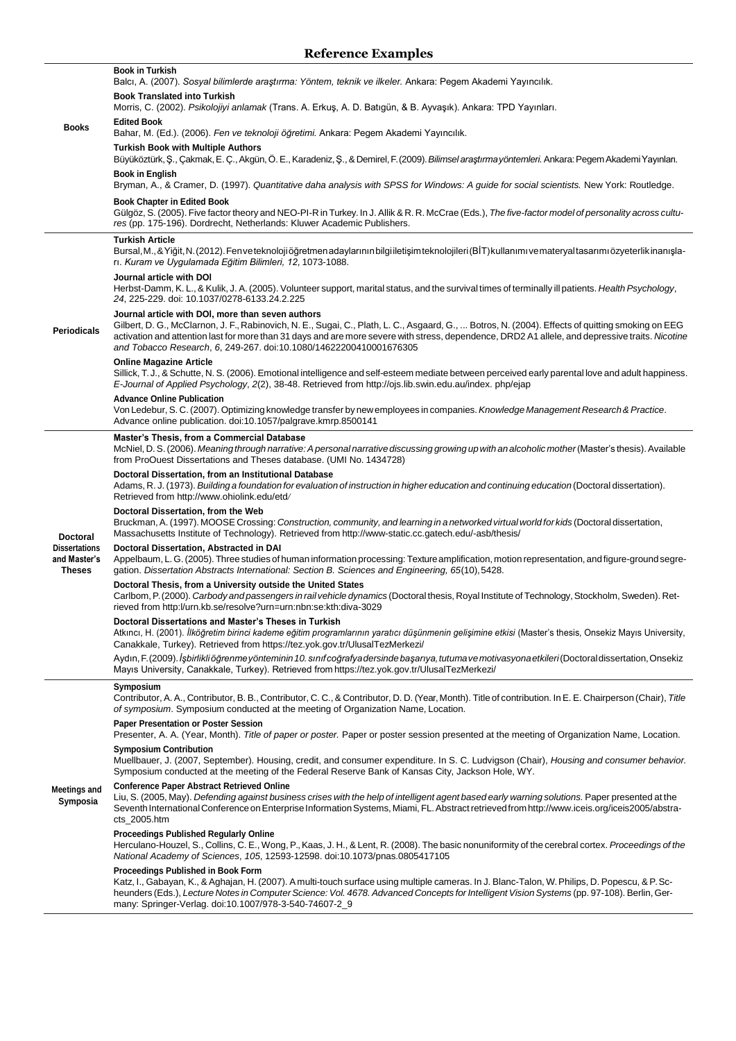## Reference Examples

| | |
|---|---|
| **Books** | **Book in Turkish**<br>Balcı, A. (2007). *Sosyal bilimlerde araştırma: Yöntem, teknik ve ilkeler.* Ankara: Pegem Akademi Yayıncılık.<br>**Book Translated into Turkish**<br>Morris, C. (2002). *Psikolojiyi anlamak* (Trans. A. Erkuş, A. D. Batıgün, & B. Ayvaşık). Ankara: TPD Yayınları.<br>**Edited Book**<br>Bahar, M. (Ed.). (2006). *Fen ve teknoloji öğretimi.* Ankara: Pegem Akademi Yayıncılık.<br>**Turkish Book with Multiple Authors**<br>Büyüköztürk, Ş., Çakmak, E. Ç., Akgün, Ö. E., Karadeniz, Ş., & Demirel, F. (2009). *Bilimsel araştırma yöntemleri.* Ankara: Pegem Akademi Yayınları.<br>**Book in English**<br>Bryman, A., & Cramer, D. (1997). *Quantitative daha analysis with SPSS for Windows: A guide for social scientists.* New York: Routledge.<br>**Book Chapter in Edited Book**<br>Gülgöz, S. (2005). Five factor theory and NEO-PI-R in Turkey. In J. Allik & R. R. McCrae (Eds.), *The five-factor model of personality across cultures* (pp. 175-196). Dordrecht, Netherlands: Kluwer Academic Publishers. |
| **Periodicals** | **Turkish Article**<br>Bursal, M., & Yiğit, N. (2012). Fen ve teknoloji öğretmen adaylarının bilgi iletişim teknolojileri (BİT) kullanımı ve materyal tasarımı özyeterlik inanışları. *Kuram ve Uygulamada Eğitim Bilimleri, 12*, 1073-1088.<br>**Journal article with DOI**<br>Herbst-Damm, K. L., & Kulik, J. A. (2005). Volunteer support, marital status, and the survival times of terminally ill patients. *Health Psychology*, *24*, 225-229. doi: 10.1037/0278-6133.24.2.225<br>**Journal article with DOI, more than seven authors**<br>Gilbert, D. G., McClarnon, J. F., Rabinovich, N. E., Sugai, C., Plath, L. C., Asgaard, G., ... Botros, N. (2004). Effects of quitting smoking on EEG activation and attention last for more than 31 days and are more severe with stress, dependence, DRD2 A1 allele, and depressive traits. *Nicotine and Tobacco Research*, *6*, 249-267. doi:10.1080/14622200410001676305<br>**Online Magazine Article**<br>Sillick, T. J., & Schutte, N. S. (2006). Emotional intelligence and self-esteem mediate between perceived early parental love and adult happiness. *E-Journal of Applied Psychology*, *2*(2), 38-48. Retrieved from http://ojs.lib.swin.edu.au/index. php/ejap<br>**Advance Online Publication**<br>Von Ledebur, S. C. (2007). Optimizing knowledge transfer by new employees in companies. *Knowledge Management Research & Practice*. Advance online publication. doi:10.1057/palgrave.kmrp.8500141 |
| **Doctoral Dissertations and Master's Theses** | **Master's Thesis, from a Commercial Database**<br>McNiel, D. S. (2006). *Meaning through narrative: A personal narrative discussing growing up with an alcoholic mother* (Master's thesis). Available from ProOuest Dissertations and Theses database. (UMI No. 1434728)<br>**Doctoral Dissertation, from an Institutional Database**<br>Adams, R. J. (1973). *Building a foundation for evaluation of instruction in higher education and continuing education* (Doctoral dissertation). Retrieved from http://www.ohiolink.edu/etd/<br>**Doctoral Dissertation, from the Web**<br>Bruckman, A. (1997). MOOSE Crossing: *Construction, community, and learning in a networked virtual world for kids* (Doctoral dissertation, Massachusetts Institute of Technology). Retrieved from http://www-static.cc.gatech.edu/-asb/thesis/<br>**Doctoral Dissertation, Abstracted in DAI**<br>Appelbaum, L. G. (2005). Three studies of human information processing: Texture amplification, motion representation, and figure-ground segregation. *Dissertation Abstracts International: Section B. Sciences and Engineering, 65*(10), 5428.<br>**Doctoral Thesis, from a University outside the United States**<br>Carlbom, P. (2000). *Carbody and passengers in rail vehicle dynamics* (Doctoral thesis, Royal Institute of Technology, Stockholm, Sweden). Retrieved from http:l/urn.kb.se/resolve?urn=urn:nbn:se:kth:diva-3029<br>**Doctoral Dissertations and Master's Theses in Turkish**<br>Atkıncı, H. (2001). *İlköğretim birinci kademe eğitim programlarının yaratıcı düşünmenin gelişimine etkisi* (Master's thesis, Onsekiz Mayıs University, Canakkale, Turkey). Retrieved from https://tez.yok.gov.tr/UlusalTezMerkezi/<br>Aydın, F. (2009). *İşbirlikli öğrenme yönteminin 10. sınıf coğrafya dersinde başarıya, tutuma ve motivasyona etkileri* (Doctoral dissertation, Onsekiz Mayıs University, Canakkale, Turkey). Retrieved from https://tez.yok.gov.tr/UlusalTezMerkezi/ |
| **Meetings and Symposia** | **Symposium**<br>Contributor, A. A., Contributor, B. B., Contributor, C. C., & Contributor, D. D. (Year, Month). Title of contribution. In E. E. Chairperson (Chair), *Title of symposium*. Symposium conducted at the meeting of Organization Name, Location.<br>**Paper Presentation or Poster Session**<br>Presenter, A. A. (Year, Month). *Title of paper or poster.* Paper or poster session presented at the meeting of Organization Name, Location.<br>**Symposium Contribution**<br>Muellbauer, J. (2007, September). Housing, credit, and consumer expenditure. In S. C. Ludvigson (Chair), *Housing and consumer behavior.* Symposium conducted at the meeting of the Federal Reserve Bank of Kansas City, Jackson Hole, WY.<br>**Conference Paper Abstract Retrieved Online**<br>Liu, S. (2005, May). *Defending against business crises with the help of intelligent agent based early warning solutions.* Paper presented at the Seventh International Conference on Enterprise Information Systems, Miami, FL. Abstract retrieved from http://www.iceis.org/iceis2005/abstracts_2005.htm<br>**Proceedings Published Regularly Online**<br>Herculano-Houzel, S., Collins, C. E., Wong, P., Kaas, J. H., & Lent, R. (2008). The basic nonuniformity of the cerebral cortex. *Proceedings of the National Academy of Sciences*, *105*, 12593-12598. doi:10.1073/pnas.0805417105<br>**Proceedings Published in Book Form**<br>Katz, I., Gabayan, K., & Aghajan, H. (2007). A multi-touch surface using multiple cameras. In J. Blanc-Talon, W. Philips, D. Popescu, & P. Scheunders (Eds.), *Lecture Notes in Computer Science: Vol. 4678. Advanced Concepts for Intelligent Vision Systems* (pp. 97-108). Berlin, Germany: Springer-Verlag. doi:10.1007/978-3-540-74607-2_9 |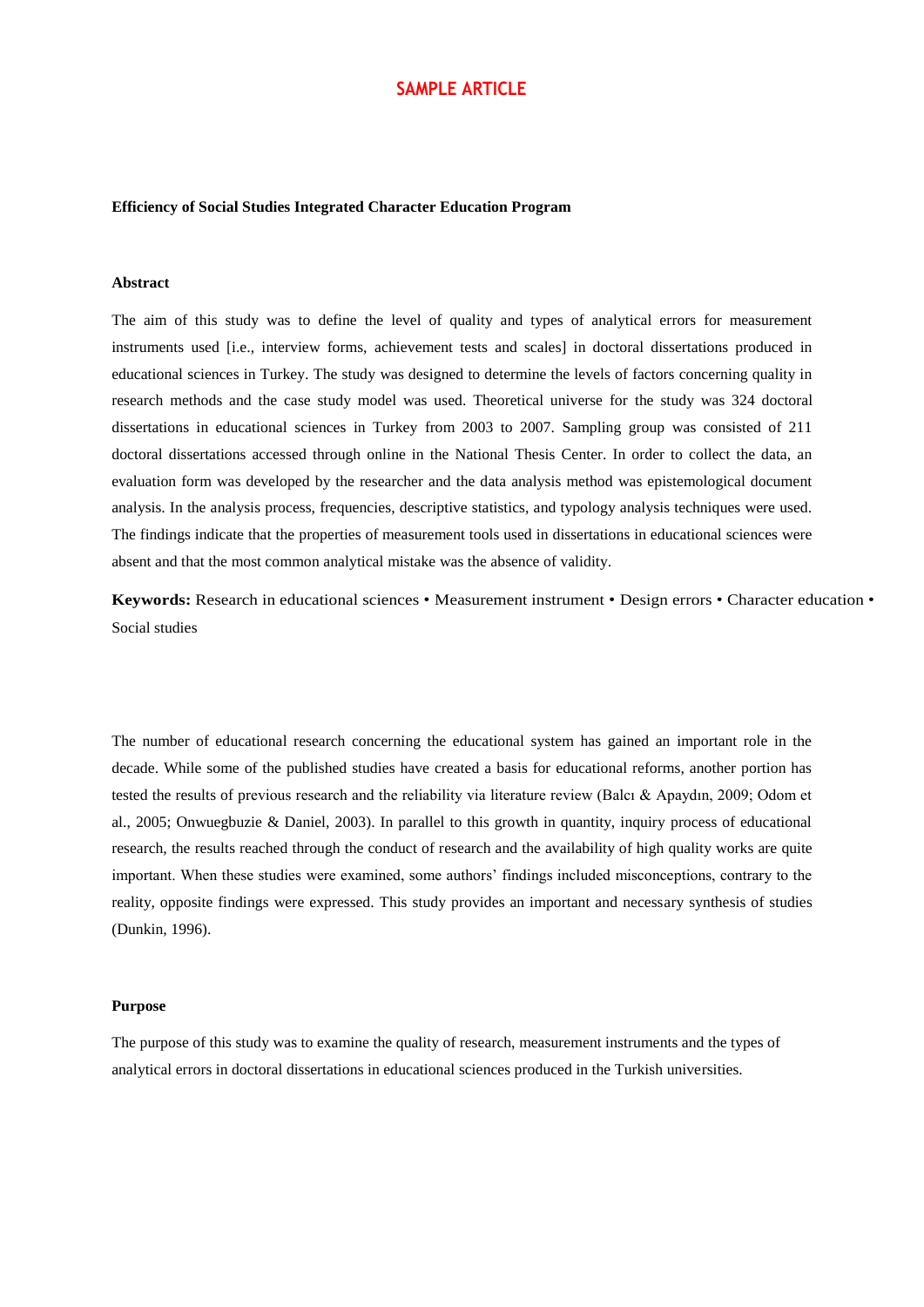# SAMPLE ARTICLE

**Efficiency of Social Studies Integrated Character Education Program**

**Abstract**

The aim of this study was to define the level of quality and types of analytical errors for measurement instruments used [i.e., interview forms, achievement tests and scales] in doctoral dissertations produced in educational sciences in Turkey. The study was designed to determine the levels of factors concerning quality in research methods and the case study model was used. Theoretical universe for the study was 324 doctoral dissertations in educational sciences in Turkey from 2003 to 2007. Sampling group was consisted of 211 doctoral dissertations accessed through online in the National Thesis Center. In order to collect the data, an evaluation form was developed by the researcher and the data analysis method was epistemological document analysis. In the analysis process, frequencies, descriptive statistics, and typology analysis techniques were used. The findings indicate that the properties of measurement tools used in dissertations in educational sciences were absent and that the most common analytical mistake was the absence of validity.

**Keywords:** Research in educational sciences • Measurement instrument • Design errors • Character education • Social studies

The number of educational research concerning the educational system has gained an important role in the decade. While some of the published studies have created a basis for educational reforms, another portion has tested the results of previous research and the reliability via literature review (Balcı & Apaydın, 2009; Odom et al., 2005; Onwuegbuzie & Daniel, 2003). In parallel to this growth in quantity, inquiry process of educational research, the results reached through the conduct of research and the availability of high quality works are quite important. When these studies were examined, some authors' findings included misconceptions, contrary to the reality, opposite findings were expressed. This study provides an important and necessary synthesis of studies (Dunkin, 1996).

**Purpose**

The purpose of this study was to examine the quality of research, measurement instruments and the types of analytical errors in doctoral dissertations in educational sciences produced in the Turkish universities.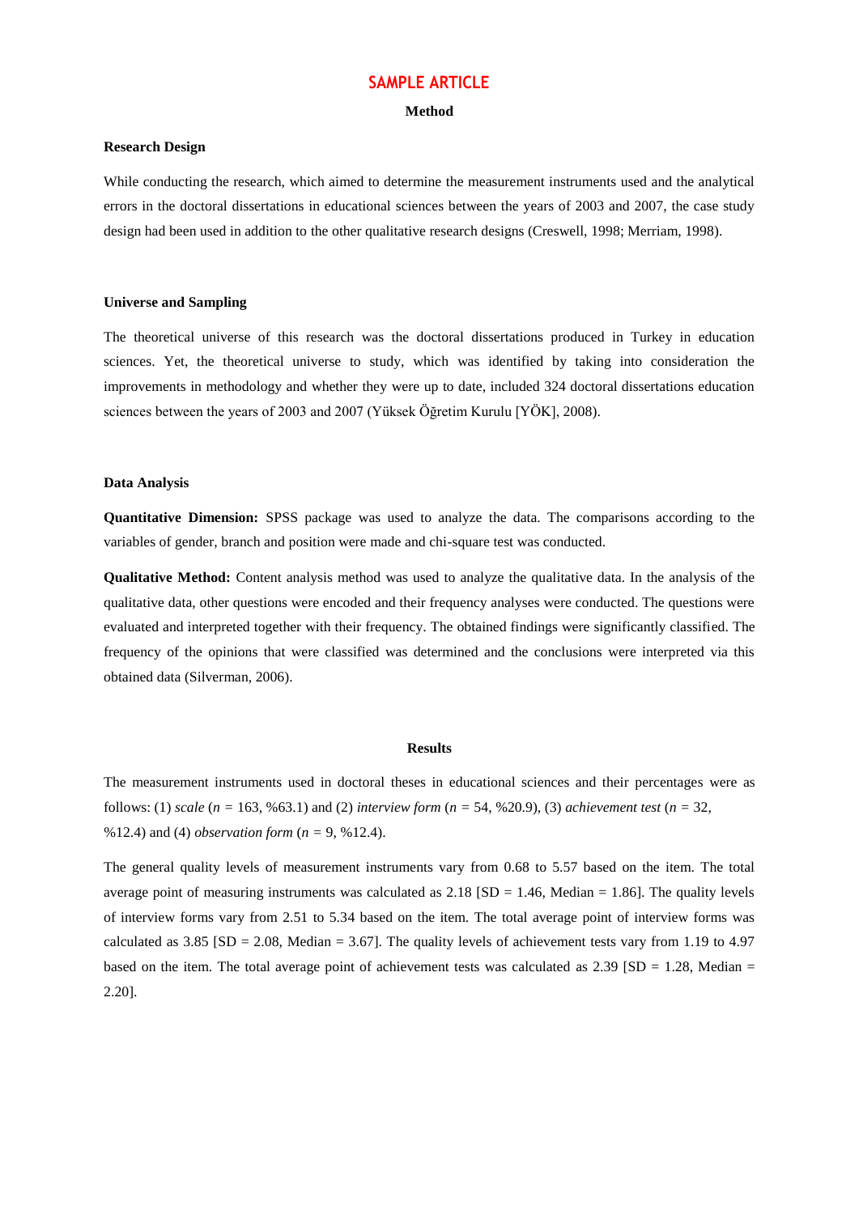## SAMPLE ARTICLE

## Method

### Research Design

While conducting the research, which aimed to determine the measurement instruments used and the analytical errors in the doctoral dissertations in educational sciences between the years of 2003 and 2007, the case study design had been used in addition to the other qualitative research designs (Creswell, 1998; Merriam, 1998).

### Universe and Sampling

The theoretical universe of this research was the doctoral dissertations produced in Turkey in education sciences. Yet, the theoretical universe to study, which was identified by taking into consideration the improvements in methodology and whether they were up to date, included 324 doctoral dissertations education sciences between the years of 2003 and 2007 (Yüksek Öğretim Kurulu [YÖK], 2008).

### Data Analysis

**Quantitative Dimension:** SPSS package was used to analyze the data. The comparisons according to the variables of gender, branch and position were made and chi-square test was conducted.

**Qualitative Method:** Content analysis method was used to analyze the qualitative data. In the analysis of the qualitative data, other questions were encoded and their frequency analyses were conducted. The questions were evaluated and interpreted together with their frequency. The obtained findings were significantly classified. The frequency of the opinions that were classified was determined and the conclusions were interpreted via this obtained data (Silverman, 2006).

## Results

The measurement instruments used in doctoral theses in educational sciences and their percentages were as follows: (1) *scale* ($n$ = 163, %63.1) and (2) *interview form* ($n$ = 54, %20.9), (3) *achievement test* ($n$ = 32, %12.4) and (4) *observation form* ($n$ = 9, %12.4).

The general quality levels of measurement instruments vary from 0.68 to 5.57 based on the item. The total average point of measuring instruments was calculated as 2.18 [SD = 1.46, Median = 1.86]. The quality levels of interview forms vary from 2.51 to 5.34 based on the item. The total average point of interview forms was calculated as 3.85 [SD = 2.08, Median = 3.67]. The quality levels of achievement tests vary from 1.19 to 4.97 based on the item. The total average point of achievement tests was calculated as 2.39 [SD = 1.28, Median = 2.20].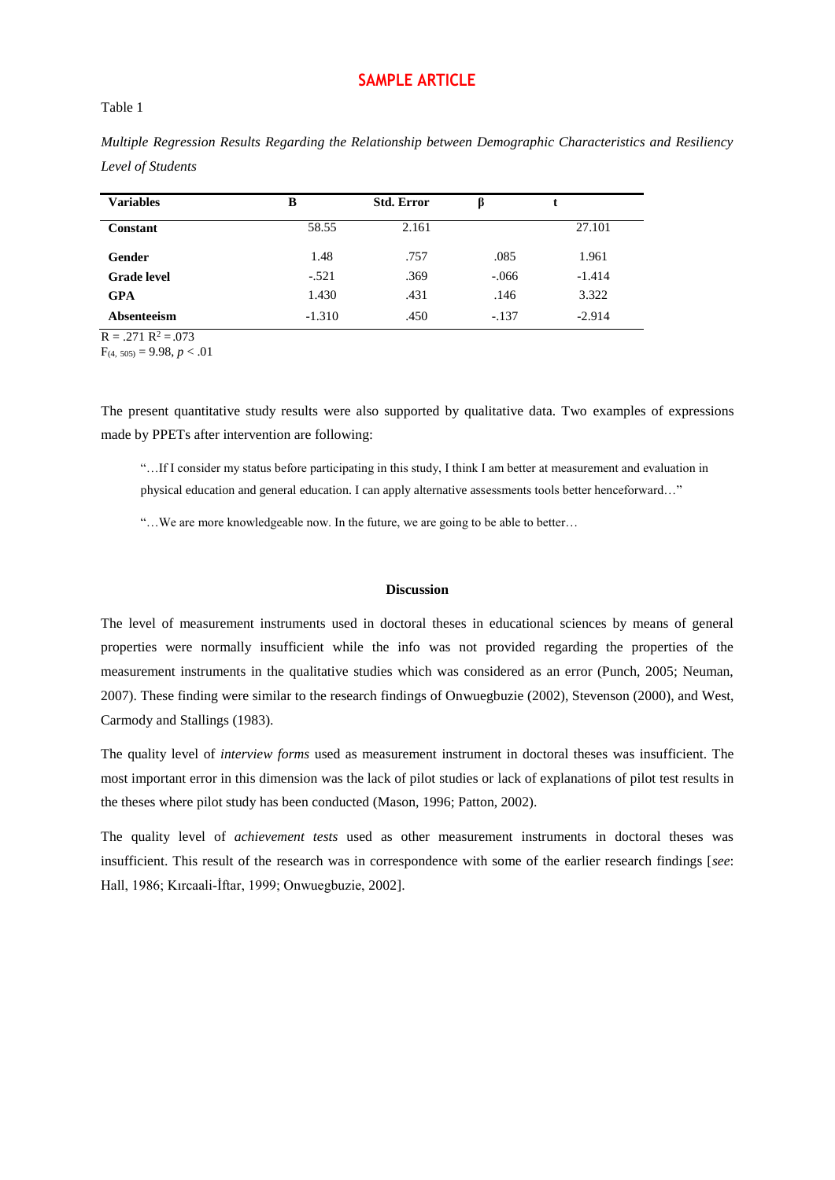# SAMPLE ARTICLE

Table 1

*Multiple Regression Results Regarding the Relationship between Demographic Characteristics and Resiliency Level of Students*

| **Variables** | **B** | **Std. Error** | **β** | **t** |
|---|---|---|---|---|
| **Constant** | 58.55 | 2.161 | | 27.101 |
| **Gender** | 1.48 | .757 | .085 | 1.961 |
| **Grade level** | -.521 | .369 | -.066 | -1.414 |
| **GPA** | 1.430 | .431 | .146 | 3.322 |
| **Absenteeism** | -1.310 | .450 | -.137 | -2.914 |

$R = .271$ $R^2 = .073$

$F_{(4, 505)} = 9.98$, $p < .01$

The present quantitative study results were also supported by qualitative data. Two examples of expressions made by PPETs after intervention are following:

> "…If I consider my status before participating in this study, I think I am better at measurement and evaluation in physical education and general education. I can apply alternative assessments tools better henceforward…"
>
> "…We are more knowledgeable now. In the future, we are going to be able to better…

## Discussion

The level of measurement instruments used in doctoral theses in educational sciences by means of general properties were normally insufficient while the info was not provided regarding the properties of the measurement instruments in the qualitative studies which was considered as an error (Punch, 2005; Neuman, 2007). These finding were similar to the research findings of Onwuegbuzie (2002), Stevenson (2000), and West, Carmody and Stallings (1983).

The quality level of *interview forms* used as measurement instrument in doctoral theses was insufficient. The most important error in this dimension was the lack of pilot studies or lack of explanations of pilot test results in the theses where pilot study has been conducted (Mason, 1996; Patton, 2002).

The quality level of *achievement tests* used as other measurement instruments in doctoral theses was insufficient. This result of the research was in correspondence with some of the earlier research findings [*see*: Hall, 1986; Kırcaali-İftar, 1999; Onwuegbuzie, 2002].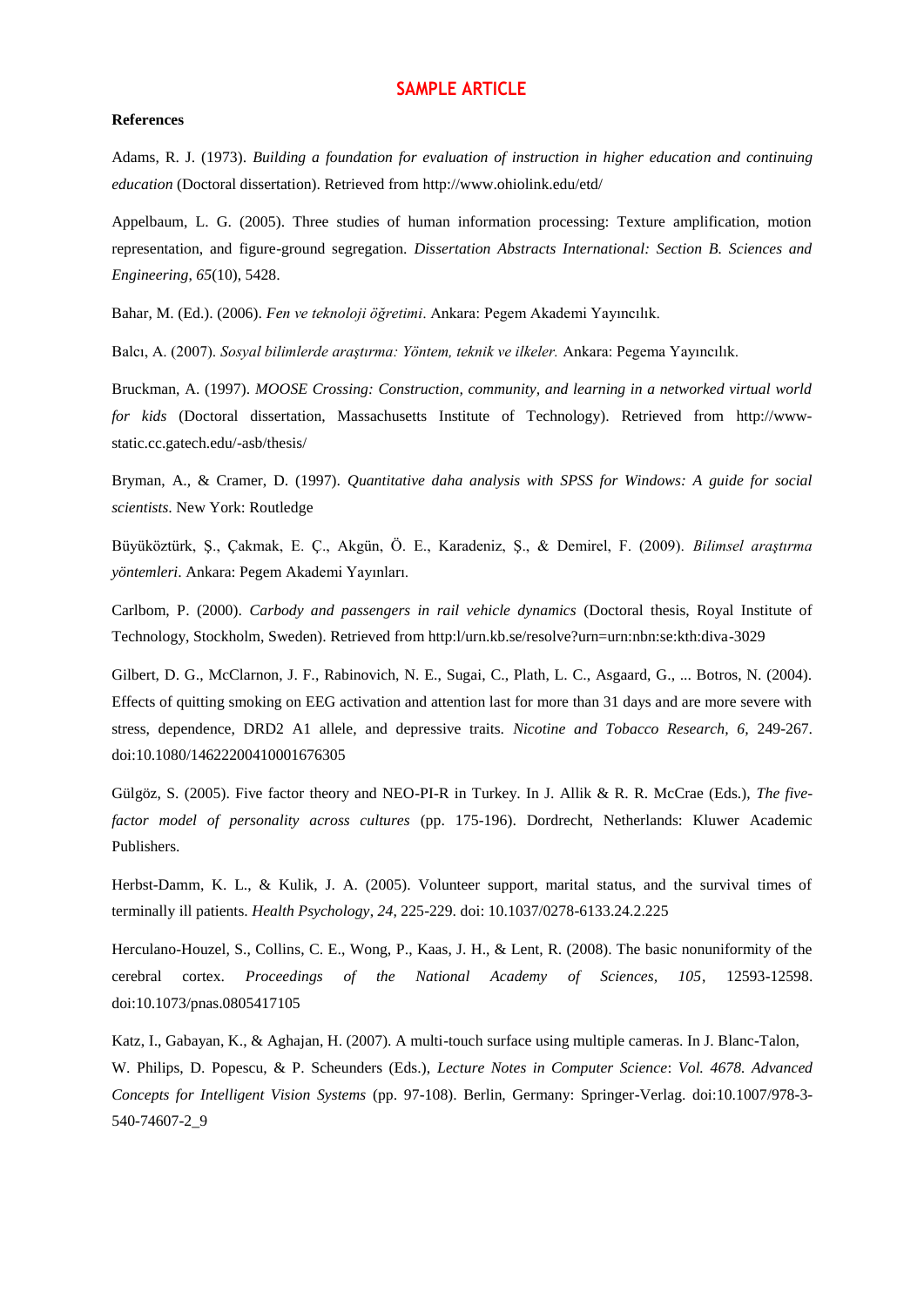**SAMPLE ARTICLE**

**References**

Adams, R. J. (1973). *Building a foundation for evaluation of instruction in higher education and continuing education* (Doctoral dissertation). Retrieved from http://www.ohiolink.edu/etd/

Appelbaum, L. G. (2005). Three studies of human information processing: Texture amplification, motion representation, and figure-ground segregation. *Dissertation Abstracts International: Section B. Sciences and Engineering*, *65*(10), 5428.

Bahar, M. (Ed.). (2006). *Fen ve teknoloji öğretimi*. Ankara: Pegem Akademi Yayıncılık.

Balcı, A. (2007). *Sosyal bilimlerde araştırma: Yöntem, teknik ve ilkeler.* Ankara: Pegema Yayıncılık.

Bruckman, A. (1997). *MOOSE Crossing: Construction, community, and learning in a networked virtual world for kids* (Doctoral dissertation, Massachusetts Institute of Technology). Retrieved from http://www-static.cc.gatech.edu/-asb/thesis/

Bryman, A., & Cramer, D. (1997). *Quantitative daha analysis with SPSS for Windows: A guide for social scientists.* New York: Routledge

Büyüköztürk, Ş., Çakmak, E. Ç., Akgün, Ö. E., Karadeniz, Ş., & Demirel, F. (2009). *Bilimsel araştırma yöntemleri*. Ankara: Pegem Akademi Yayınları.

Carlbom, P. (2000). *Carbody and passengers in rail vehicle dynamics* (Doctoral thesis, Royal Institute of Technology, Stockholm, Sweden). Retrieved from http:l/urn.kb.se/resolve?urn=urn:nbn:se:kth:diva-3029

Gilbert, D. G., McClarnon, J. F., Rabinovich, N. E., Sugai, C., Plath, L. C., Asgaard, G., ... Botros, N. (2004). Effects of quitting smoking on EEG activation and attention last for more than 31 days and are more severe with stress, dependence, DRD2 A1 allele, and depressive traits. *Nicotine and Tobacco Research*, *6,* 249-267. doi:10.1080/14622200410001676305

Gülgöz, S. (2005). Five factor theory and NEO-PI-R in Turkey. In J. Allik & R. R. McCrae (Eds.), *The five-factor model of personality across cultures* (pp. 175-196). Dordrecht, Netherlands: Kluwer Academic Publishers.

Herbst-Damm, K. L., & Kulik, J. A. (2005). Volunteer support, marital status, and the survival times of terminally ill patients. *Health Psychology*, *24,* 225-229. doi: 10.1037/0278-6133.24.2.225

Herculano-Houzel, S., Collins, C. E., Wong, P., Kaas, J. H., & Lent, R. (2008). The basic nonuniformity of the cerebral cortex. *Proceedings of the National Academy of Sciences, 105*, 12593-12598. doi:10.1073/pnas.0805417105

Katz, I., Gabayan, K., & Aghajan, H. (2007). A multi-touch surface using multiple cameras. In J. Blanc-Talon, W. Philips, D. Popescu, & P. Scheunders (Eds.), *Lecture Notes in Computer Science*: *Vol. 4678. Advanced Concepts for Intelligent Vision Systems* (pp. 97-108). Berlin, Germany: Springer-Verlag. doi:10.1007/978-3-540-74607-2_9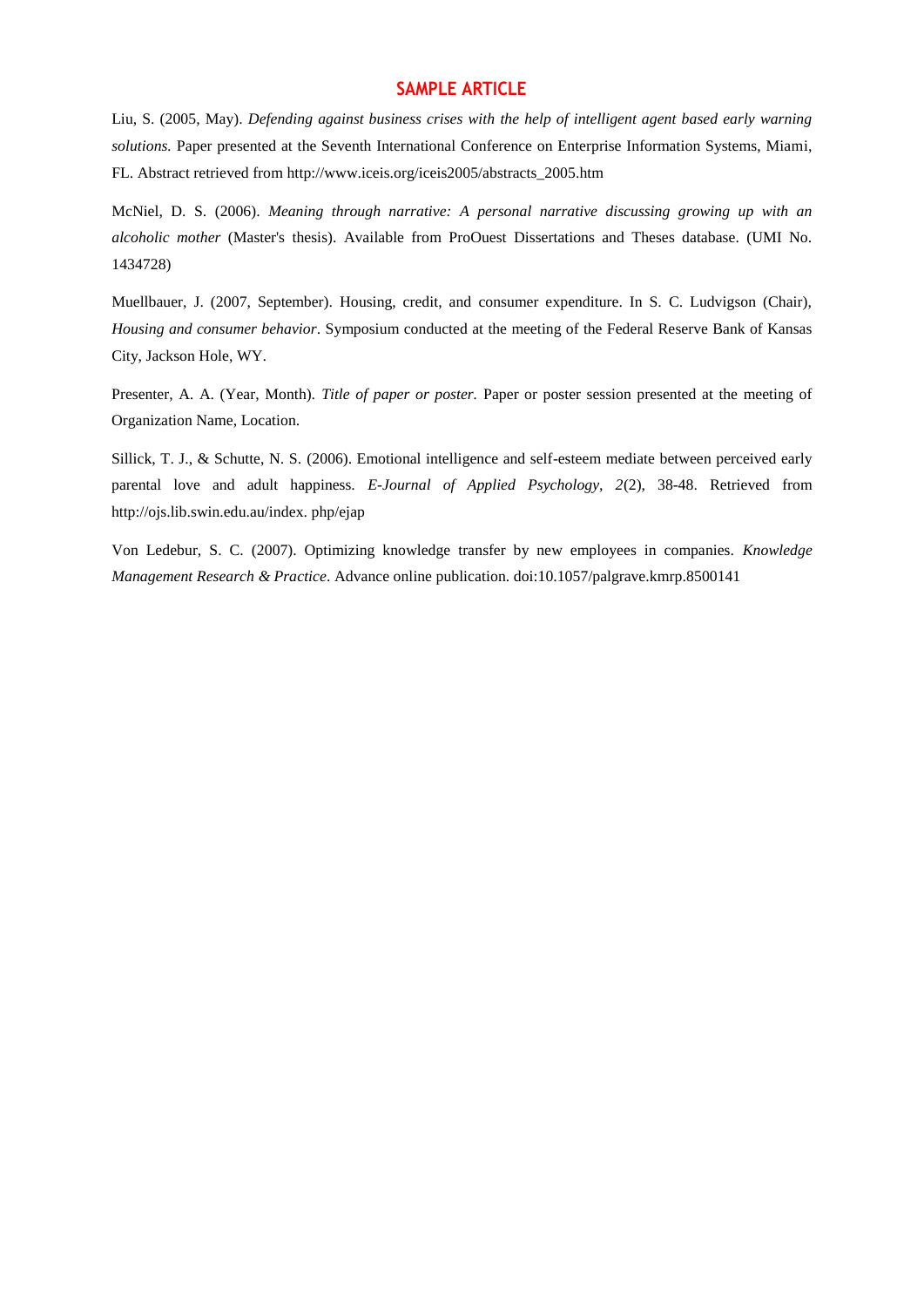## SAMPLE ARTICLE

Liu, S. (2005, May). *Defending against business crises with the help of intelligent agent based early warning solutions.* Paper presented at the Seventh International Conference on Enterprise Information Systems, Miami, FL. Abstract retrieved from http://www.iceis.org/iceis2005/abstracts_2005.htm

McNiel, D. S. (2006). *Meaning through narrative: A personal narrative discussing growing up with an alcoholic mother* (Master's thesis). Available from ProOuest Dissertations and Theses database. (UMI No. 1434728)

Muellbauer, J. (2007, September). Housing, credit, and consumer expenditure. In S. C. Ludvigson (Chair), *Housing and consumer behavior*. Symposium conducted at the meeting of the Federal Reserve Bank of Kansas City, Jackson Hole, WY.

Presenter, A. A. (Year, Month). *Title of paper or poster.* Paper or poster session presented at the meeting of Organization Name, Location.

Sillick, T. J., & Schutte, N. S. (2006). Emotional intelligence and self-esteem mediate between perceived early parental love and adult happiness. *E-Journal of Applied Psychology, 2*(2), 38-48. Retrieved from http://ojs.lib.swin.edu.au/index. php/ejap

Von Ledebur, S. C. (2007). Optimizing knowledge transfer by new employees in companies. *Knowledge Management Research & Practice*. Advance online publication. doi:10.1057/palgrave.kmrp.8500141